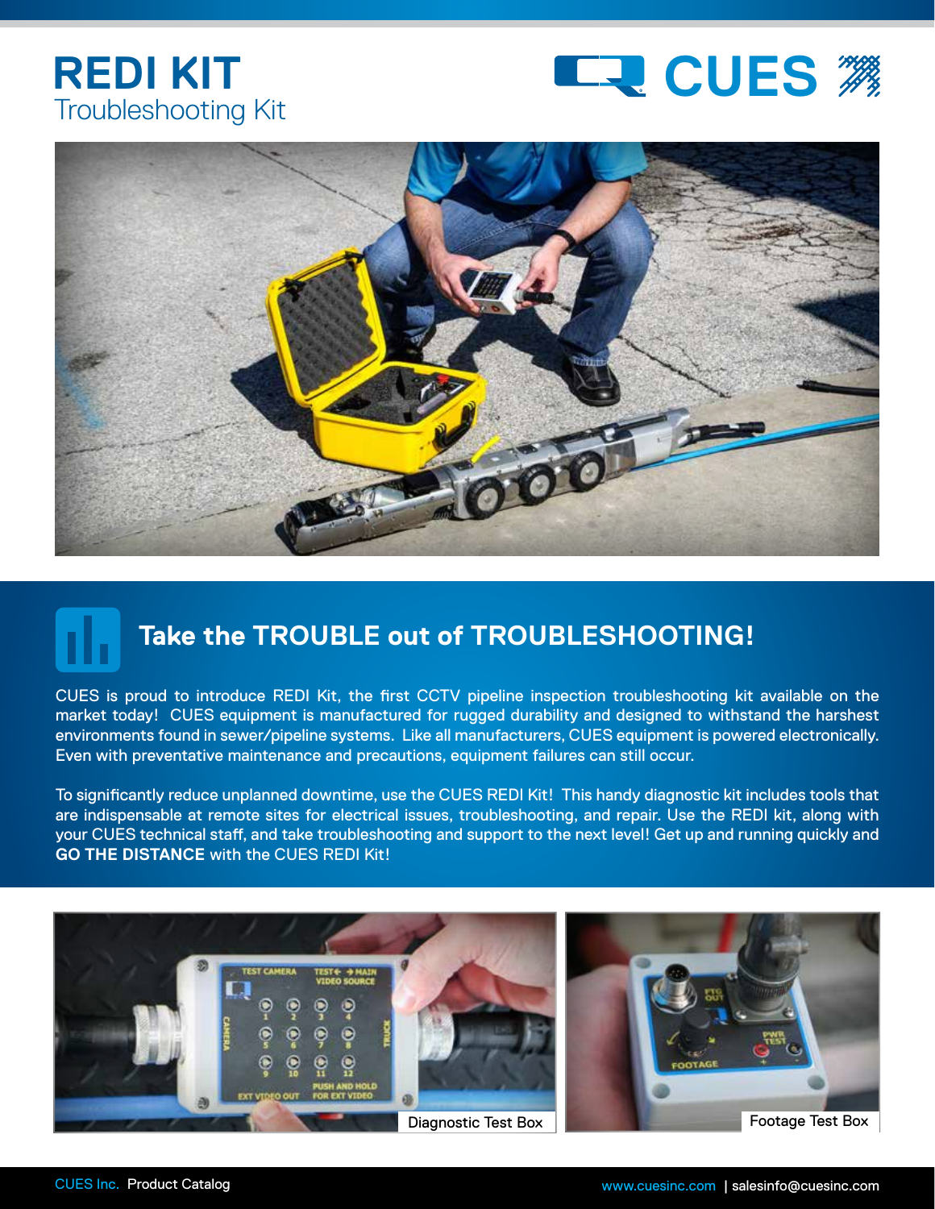# REDI KIT

Troubleshooting Kit

CUES

## Take the TROUBLE out of TROUBLESHOOTING!

CUES is proud to introduce REDI Kit, the first CCTV pipeline inspection troubleshooting kit available on the market today! CUES equipment is manufactured for rugged durability and designed to withstand the harshest environments found in sewer/pipeline systems. Like all manufacturers, CUES equipment is powered electronically. Even with preventative maintenance and precautions, equipment failures can still occur.

To significantly reduce unplanned downtime, use the CUES REDI Kit! This handy diagnostic kit includes tools that are indispensable at remote sites for electrical issues, troubleshooting, and repair. Use the REDI kit, along with your CUES technical staff, and take troubleshooting and support to the next level! Get up and running quickly and **GO THE DISTANCE** with the CUES REDI Kit!

Diagnostic Test Box

Footage Test Box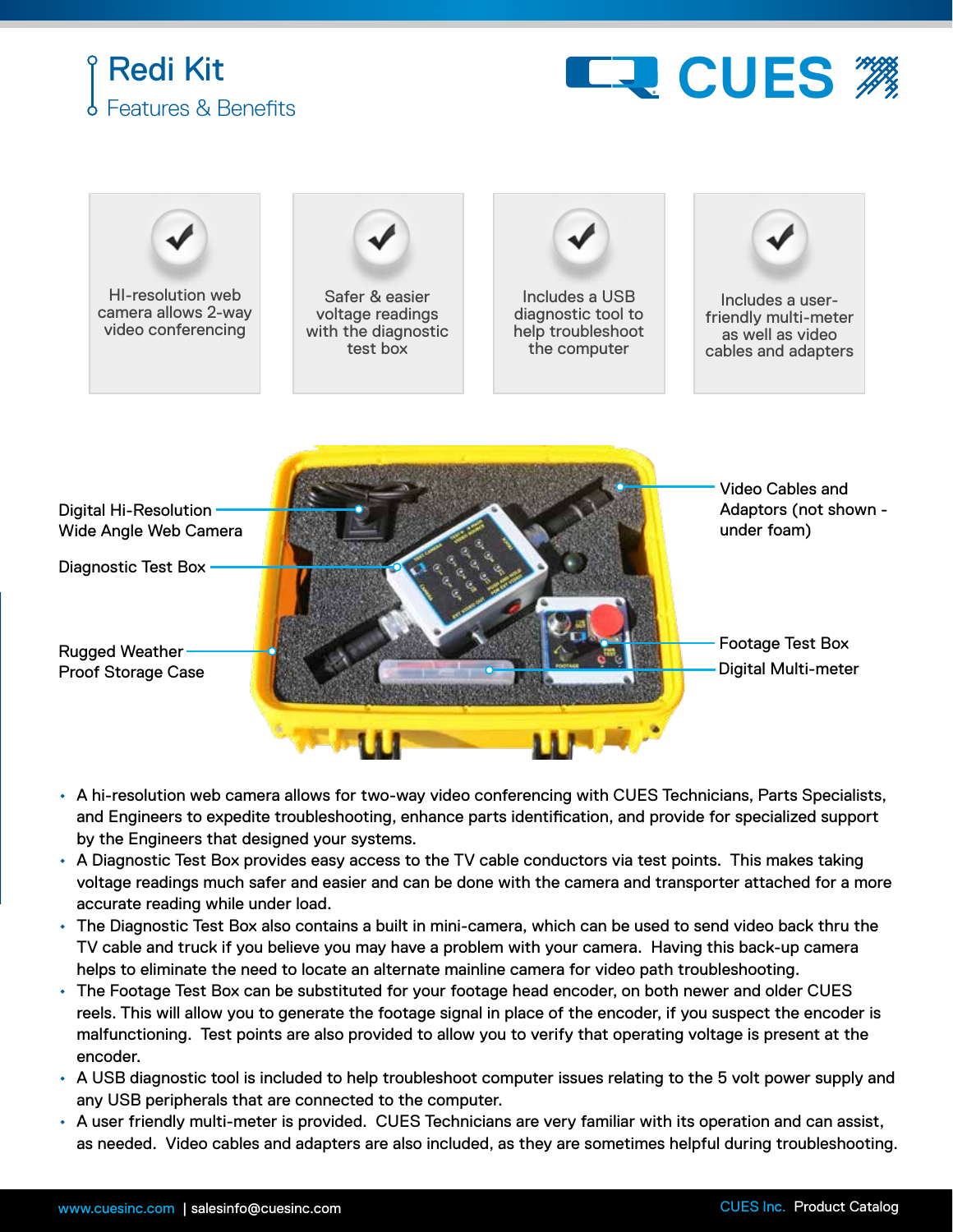# Redi Kit

## Features & Benefits

CUES

- HI-resolution web camera allows 2-way video conferencing
- Safer & easier voltage readings with the diagnostic test box
- Includes a USB diagnostic tool to help troubleshoot the computer
- Includes a user-friendly multi-meter as well as video cables and adapters

Digital Hi-Resolution Wide Angle Web Camera

Diagnostic Test Box

Rugged Weather Proof Storage Case

Video Cables and Adaptors (not shown - under foam)

Footage Test Box

Digital Multi-meter

- A hi-resolution web camera allows for two-way video conferencing with CUES Technicians, Parts Specialists, and Engineers to expedite troubleshooting, enhance parts identification, and provide for specialized support by the Engineers that designed your systems.
- A Diagnostic Test Box provides easy access to the TV cable conductors via test points. This makes taking voltage readings much safer and easier and can be done with the camera and transporter attached for a more accurate reading while under load.
- The Diagnostic Test Box also contains a built in mini-camera, which can be used to send video back thru the TV cable and truck if you believe you may have a problem with your camera. Having this back-up camera helps to eliminate the need to locate an alternate mainline camera for video path troubleshooting.
- The Footage Test Box can be substituted for your footage head encoder, on both newer and older CUES reels. This will allow you to generate the footage signal in place of the encoder, if you suspect the encoder is malfunctioning. Test points are also provided to allow you to verify that operating voltage is present at the encoder.
- A USB diagnostic tool is included to help troubleshoot computer issues relating to the 5 volt power supply and any USB peripherals that are connected to the computer.
- A user friendly multi-meter is provided. CUES Technicians are very familiar with its operation and can assist, as needed. Video cables and adapters are also included, as they are sometimes helpful during troubleshooting.

www.cuesinc.com | salesinfo@cuesinc.com

CUES Inc. Product Catalog